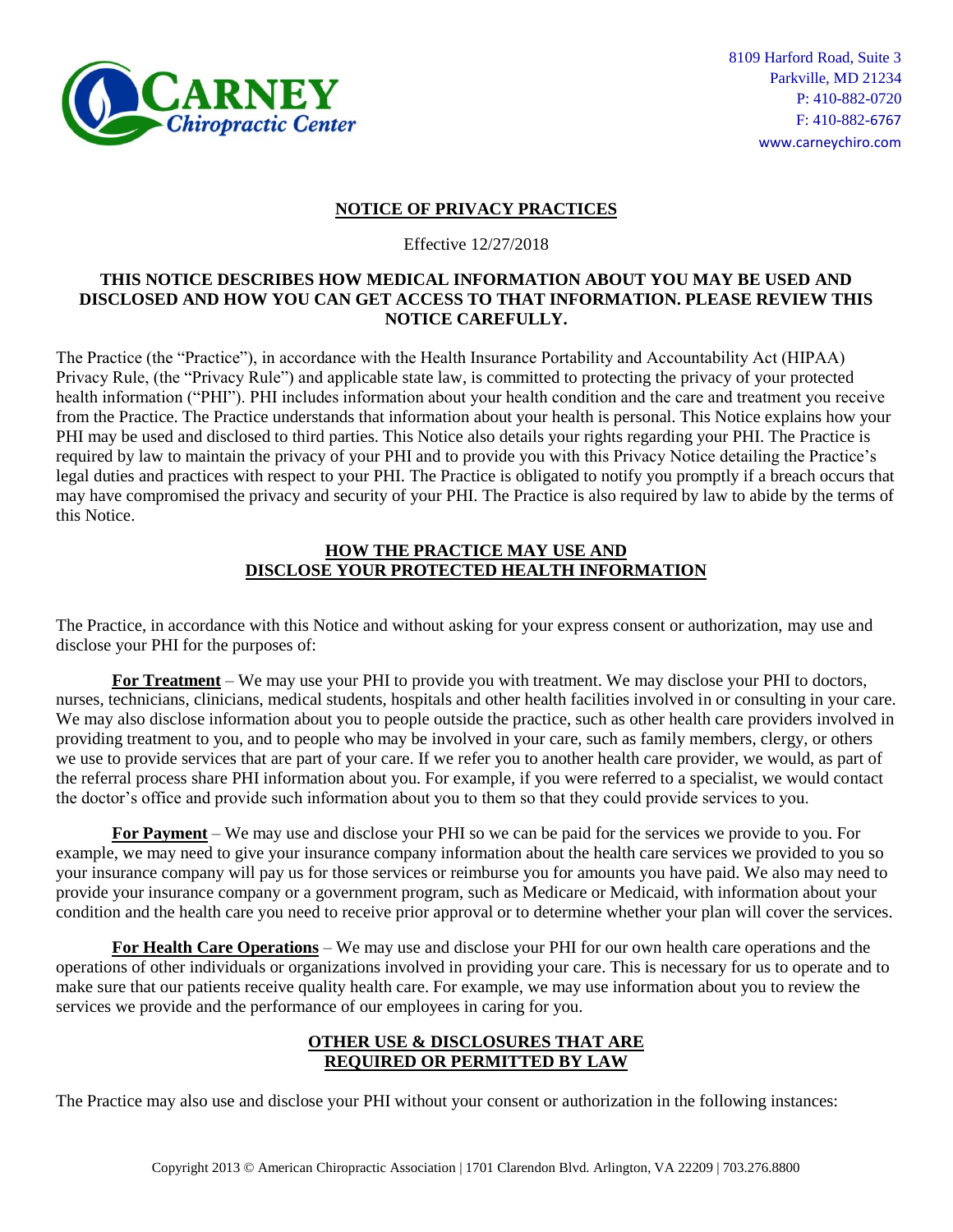**CARNEY** *Chiropractic Center*

8109 Harford Road, Suite 3
Parkville, MD 21234
P: 410-882-0720
F: 410-882-6767
www.carneychiro.com

# NOTICE OF PRIVACY PRACTICES

Effective 12/27/2018

**THIS NOTICE DESCRIBES HOW MEDICAL INFORMATION ABOUT YOU MAY BE USED AND DISCLOSED AND HOW YOU CAN GET ACCESS TO THAT INFORMATION. PLEASE REVIEW THIS NOTICE CAREFULLY.**

The Practice (the "Practice"), in accordance with the Health Insurance Portability and Accountability Act (HIPAA) Privacy Rule, (the "Privacy Rule") and applicable state law, is committed to protecting the privacy of your protected health information ("PHI"). PHI includes information about your health condition and the care and treatment you receive from the Practice. The Practice understands that information about your health is personal. This Notice explains how your PHI may be used and disclosed to third parties. This Notice also details your rights regarding your PHI. The Practice is required by law to maintain the privacy of your PHI and to provide you with this Privacy Notice detailing the Practice's legal duties and practices with respect to your PHI. The Practice is obligated to notify you promptly if a breach occurs that may have compromised the privacy and security of your PHI. The Practice is also required by law to abide by the terms of this Notice.

## HOW THE PRACTICE MAY USE AND DISCLOSE YOUR PROTECTED HEALTH INFORMATION

The Practice, in accordance with this Notice and without asking for your express consent or authorization, may use and disclose your PHI for the purposes of:

**For Treatment** – We may use your PHI to provide you with treatment. We may disclose your PHI to doctors, nurses, technicians, clinicians, medical students, hospitals and other health facilities involved in or consulting in your care. We may also disclose information about you to people outside the practice, such as other health care providers involved in providing treatment to you, and to people who may be involved in your care, such as family members, clergy, or others we use to provide services that are part of your care. If we refer you to another health care provider, we would, as part of the referral process share PHI information about you. For example, if you were referred to a specialist, we would contact the doctor's office and provide such information about you to them so that they could provide services to you.

**For Payment** – We may use and disclose your PHI so we can be paid for the services we provide to you. For example, we may need to give your insurance company information about the health care services we provided to you so your insurance company will pay us for those services or reimburse you for amounts you have paid. We also may need to provide your insurance company or a government program, such as Medicare or Medicaid, with information about your condition and the health care you need to receive prior approval or to determine whether your plan will cover the services.

**For Health Care Operations** – We may use and disclose your PHI for our own health care operations and the operations of other individuals or organizations involved in providing your care. This is necessary for us to operate and to make sure that our patients receive quality health care. For example, we may use information about you to review the services we provide and the performance of our employees in caring for you.

## OTHER USE & DISCLOSURES THAT ARE REQUIRED OR PERMITTED BY LAW

The Practice may also use and disclose your PHI without your consent or authorization in the following instances:

Copyright 2013 © American Chiropractic Association | 1701 Clarendon Blvd. Arlington, VA 22209 | 703.276.8800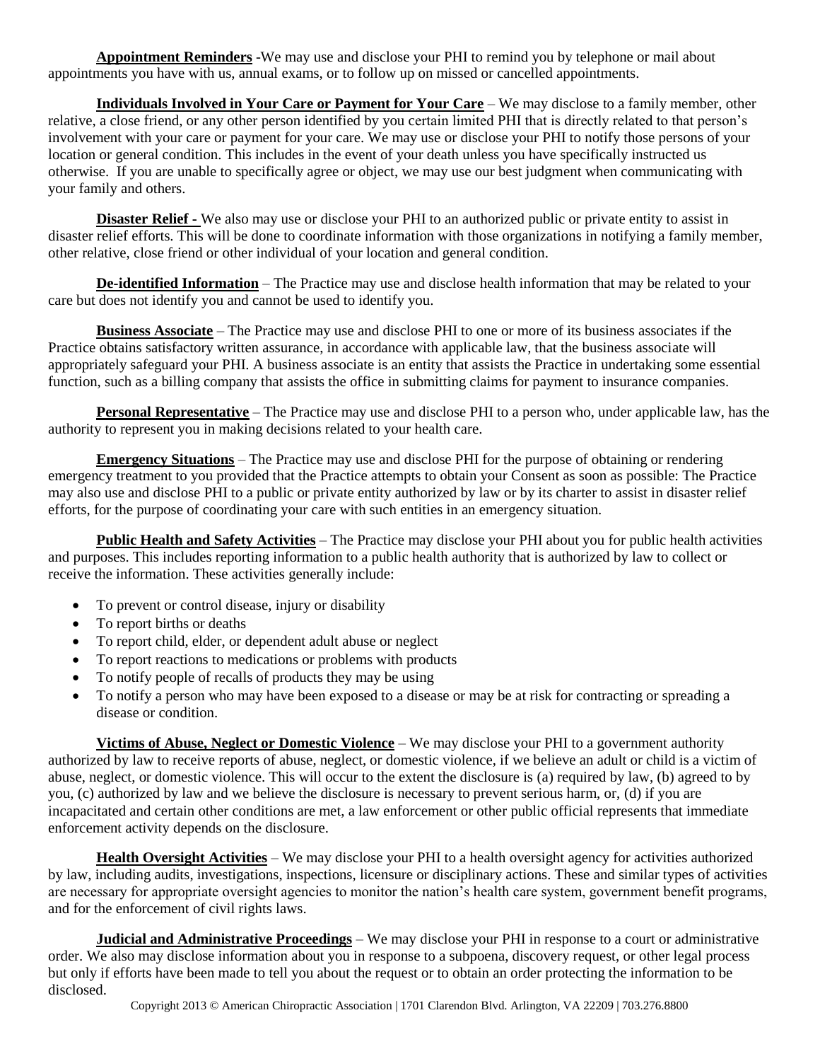**Appointment Reminders** -We may use and disclose your PHI to remind you by telephone or mail about appointments you have with us, annual exams, or to follow up on missed or cancelled appointments.

**Individuals Involved in Your Care or Payment for Your Care** – We may disclose to a family member, other relative, a close friend, or any other person identified by you certain limited PHI that is directly related to that person's involvement with your care or payment for your care. We may use or disclose your PHI to notify those persons of your location or general condition. This includes in the event of your death unless you have specifically instructed us otherwise. If you are unable to specifically agree or object, we may use our best judgment when communicating with your family and others.

**Disaster Relief -** We also may use or disclose your PHI to an authorized public or private entity to assist in disaster relief efforts. This will be done to coordinate information with those organizations in notifying a family member, other relative, close friend or other individual of your location and general condition.

**De-identified Information** – The Practice may use and disclose health information that may be related to your care but does not identify you and cannot be used to identify you.

**Business Associate** – The Practice may use and disclose PHI to one or more of its business associates if the Practice obtains satisfactory written assurance, in accordance with applicable law, that the business associate will appropriately safeguard your PHI. A business associate is an entity that assists the Practice in undertaking some essential function, such as a billing company that assists the office in submitting claims for payment to insurance companies.

**Personal Representative** – The Practice may use and disclose PHI to a person who, under applicable law, has the authority to represent you in making decisions related to your health care.

**Emergency Situations** – The Practice may use and disclose PHI for the purpose of obtaining or rendering emergency treatment to you provided that the Practice attempts to obtain your Consent as soon as possible: The Practice may also use and disclose PHI to a public or private entity authorized by law or by its charter to assist in disaster relief efforts, for the purpose of coordinating your care with such entities in an emergency situation.

**Public Health and Safety Activities** – The Practice may disclose your PHI about you for public health activities and purposes. This includes reporting information to a public health authority that is authorized by law to collect or receive the information. These activities generally include:

- To prevent or control disease, injury or disability
- To report births or deaths
- To report child, elder, or dependent adult abuse or neglect
- To report reactions to medications or problems with products
- To notify people of recalls of products they may be using
- To notify a person who may have been exposed to a disease or may be at risk for contracting or spreading a disease or condition.

**Victims of Abuse, Neglect or Domestic Violence** – We may disclose your PHI to a government authority authorized by law to receive reports of abuse, neglect, or domestic violence, if we believe an adult or child is a victim of abuse, neglect, or domestic violence. This will occur to the extent the disclosure is (a) required by law, (b) agreed to by you, (c) authorized by law and we believe the disclosure is necessary to prevent serious harm, or, (d) if you are incapacitated and certain other conditions are met, a law enforcement or other public official represents that immediate enforcement activity depends on the disclosure.

**Health Oversight Activities** – We may disclose your PHI to a health oversight agency for activities authorized by law, including audits, investigations, inspections, licensure or disciplinary actions. These and similar types of activities are necessary for appropriate oversight agencies to monitor the nation's health care system, government benefit programs, and for the enforcement of civil rights laws.

**Judicial and Administrative Proceedings** – We may disclose your PHI in response to a court or administrative order. We also may disclose information about you in response to a subpoena, discovery request, or other legal process but only if efforts have been made to tell you about the request or to obtain an order protecting the information to be disclosed.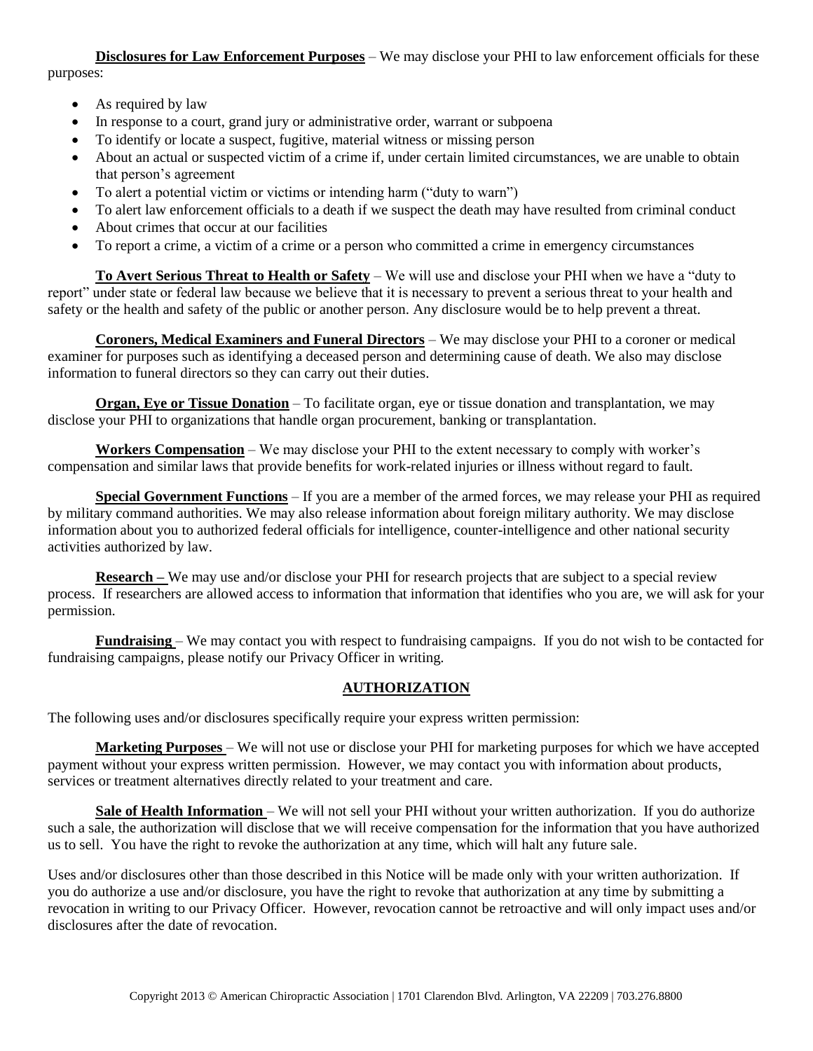**Disclosures for Law Enforcement Purposes** – We may disclose your PHI to law enforcement officials for these purposes:

- As required by law
- In response to a court, grand jury or administrative order, warrant or subpoena
- To identify or locate a suspect, fugitive, material witness or missing person
- About an actual or suspected victim of a crime if, under certain limited circumstances, we are unable to obtain that person's agreement
- To alert a potential victim or victims or intending harm ("duty to warn")
- To alert law enforcement officials to a death if we suspect the death may have resulted from criminal conduct
- About crimes that occur at our facilities
- To report a crime, a victim of a crime or a person who committed a crime in emergency circumstances

**To Avert Serious Threat to Health or Safety** – We will use and disclose your PHI when we have a "duty to report" under state or federal law because we believe that it is necessary to prevent a serious threat to your health and safety or the health and safety of the public or another person. Any disclosure would be to help prevent a threat.

**Coroners, Medical Examiners and Funeral Directors** – We may disclose your PHI to a coroner or medical examiner for purposes such as identifying a deceased person and determining cause of death. We also may disclose information to funeral directors so they can carry out their duties.

**Organ, Eye or Tissue Donation** – To facilitate organ, eye or tissue donation and transplantation, we may disclose your PHI to organizations that handle organ procurement, banking or transplantation.

**Workers Compensation** – We may disclose your PHI to the extent necessary to comply with worker's compensation and similar laws that provide benefits for work-related injuries or illness without regard to fault.

**Special Government Functions** – If you are a member of the armed forces, we may release your PHI as required by military command authorities. We may also release information about foreign military authority. We may disclose information about you to authorized federal officials for intelligence, counter-intelligence and other national security activities authorized by law.

**Research –** We may use and/or disclose your PHI for research projects that are subject to a special review process. If researchers are allowed access to information that information that identifies who you are, we will ask for your permission.

**Fundraising** – We may contact you with respect to fundraising campaigns. If you do not wish to be contacted for fundraising campaigns, please notify our Privacy Officer in writing.

## AUTHORIZATION

The following uses and/or disclosures specifically require your express written permission:

**Marketing Purposes** – We will not use or disclose your PHI for marketing purposes for which we have accepted payment without your express written permission. However, we may contact you with information about products, services or treatment alternatives directly related to your treatment and care.

**Sale of Health Information** – We will not sell your PHI without your written authorization. If you do authorize such a sale, the authorization will disclose that we will receive compensation for the information that you have authorized us to sell. You have the right to revoke the authorization at any time, which will halt any future sale.

Uses and/or disclosures other than those described in this Notice will be made only with your written authorization. If you do authorize a use and/or disclosure, you have the right to revoke that authorization at any time by submitting a revocation in writing to our Privacy Officer. However, revocation cannot be retroactive and will only impact uses and/or disclosures after the date of revocation.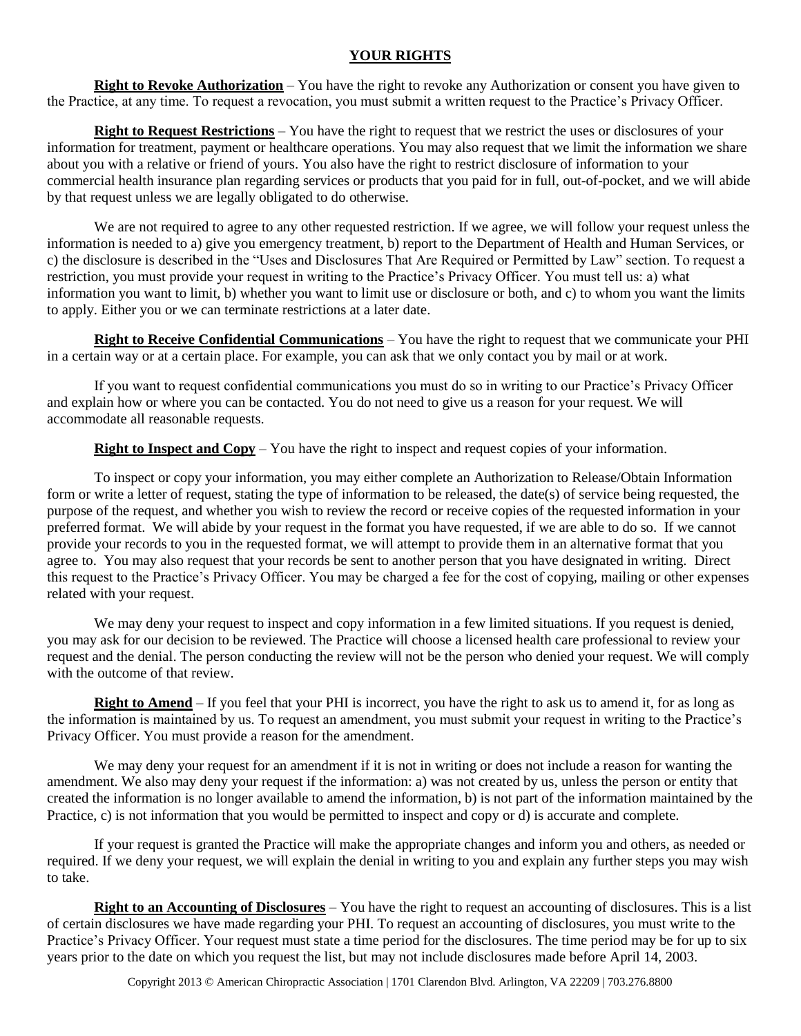## YOUR RIGHTS

**Right to Revoke Authorization** – You have the right to revoke any Authorization or consent you have given to the Practice, at any time. To request a revocation, you must submit a written request to the Practice's Privacy Officer.

**Right to Request Restrictions** – You have the right to request that we restrict the uses or disclosures of your information for treatment, payment or healthcare operations. You may also request that we limit the information we share about you with a relative or friend of yours. You also have the right to restrict disclosure of information to your commercial health insurance plan regarding services or products that you paid for in full, out-of-pocket, and we will abide by that request unless we are legally obligated to do otherwise.

We are not required to agree to any other requested restriction. If we agree, we will follow your request unless the information is needed to a) give you emergency treatment, b) report to the Department of Health and Human Services, or c) the disclosure is described in the "Uses and Disclosures That Are Required or Permitted by Law" section. To request a restriction, you must provide your request in writing to the Practice's Privacy Officer. You must tell us: a) what information you want to limit, b) whether you want to limit use or disclosure or both, and c) to whom you want the limits to apply. Either you or we can terminate restrictions at a later date.

**Right to Receive Confidential Communications** – You have the right to request that we communicate your PHI in a certain way or at a certain place. For example, you can ask that we only contact you by mail or at work.

If you want to request confidential communications you must do so in writing to our Practice's Privacy Officer and explain how or where you can be contacted. You do not need to give us a reason for your request. We will accommodate all reasonable requests.

**Right to Inspect and Copy** – You have the right to inspect and request copies of your information.

To inspect or copy your information, you may either complete an Authorization to Release/Obtain Information form or write a letter of request, stating the type of information to be released, the date(s) of service being requested, the purpose of the request, and whether you wish to review the record or receive copies of the requested information in your preferred format. We will abide by your request in the format you have requested, if we are able to do so. If we cannot provide your records to you in the requested format, we will attempt to provide them in an alternative format that you agree to. You may also request that your records be sent to another person that you have designated in writing. Direct this request to the Practice's Privacy Officer. You may be charged a fee for the cost of copying, mailing or other expenses related with your request.

We may deny your request to inspect and copy information in a few limited situations. If you request is denied, you may ask for our decision to be reviewed. The Practice will choose a licensed health care professional to review your request and the denial. The person conducting the review will not be the person who denied your request. We will comply with the outcome of that review.

**Right to Amend** – If you feel that your PHI is incorrect, you have the right to ask us to amend it, for as long as the information is maintained by us. To request an amendment, you must submit your request in writing to the Practice's Privacy Officer. You must provide a reason for the amendment.

We may deny your request for an amendment if it is not in writing or does not include a reason for wanting the amendment. We also may deny your request if the information: a) was not created by us, unless the person or entity that created the information is no longer available to amend the information, b) is not part of the information maintained by the Practice, c) is not information that you would be permitted to inspect and copy or d) is accurate and complete.

If your request is granted the Practice will make the appropriate changes and inform you and others, as needed or required. If we deny your request, we will explain the denial in writing to you and explain any further steps you may wish to take.

**Right to an Accounting of Disclosures** – You have the right to request an accounting of disclosures. This is a list of certain disclosures we have made regarding your PHI. To request an accounting of disclosures, you must write to the Practice's Privacy Officer. Your request must state a time period for the disclosures. The time period may be for up to six years prior to the date on which you request the list, but may not include disclosures made before April 14, 2003.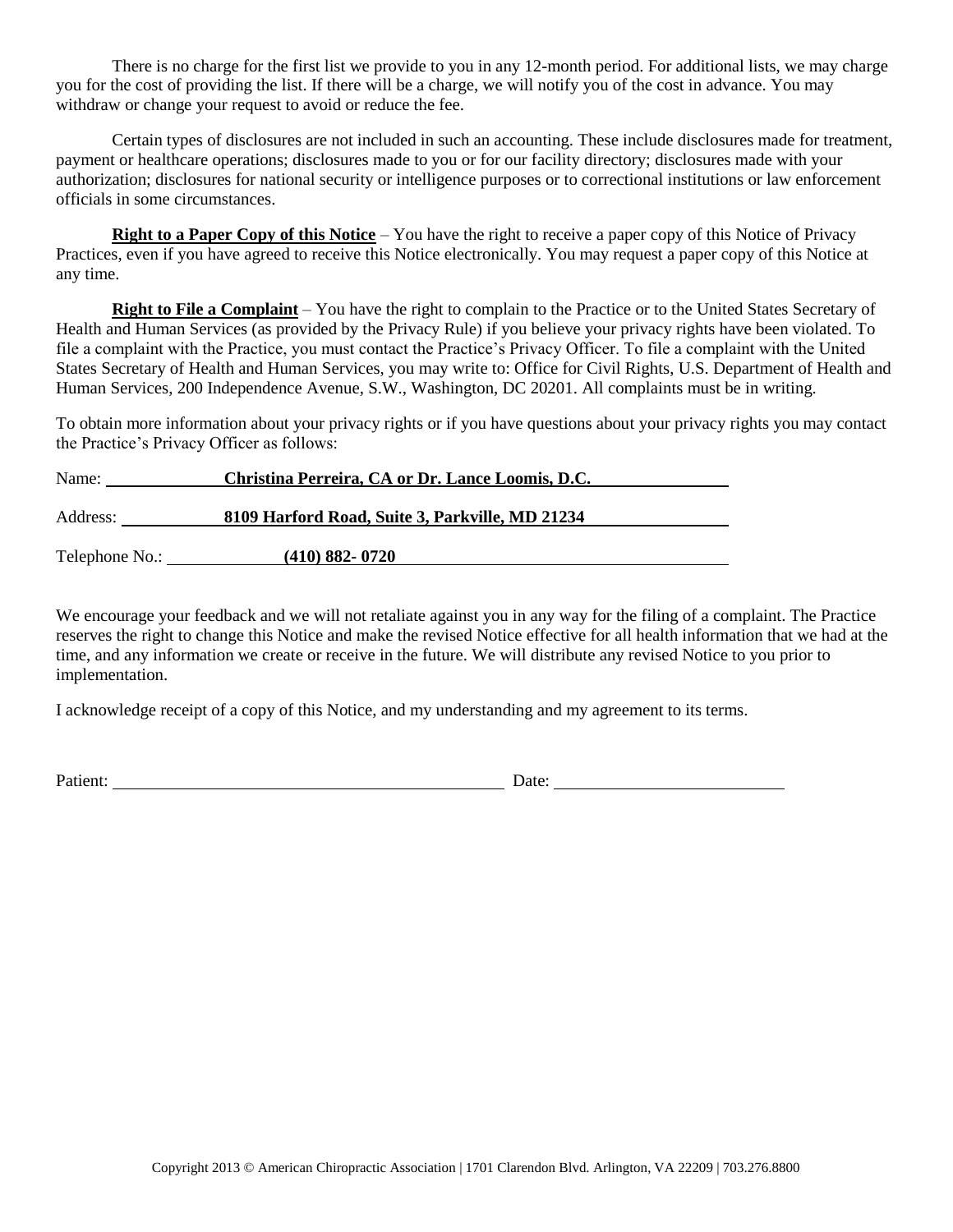There is no charge for the first list we provide to you in any 12-month period. For additional lists, we may charge you for the cost of providing the list. If there will be a charge, we will notify you of the cost in advance. You may withdraw or change your request to avoid or reduce the fee.

Certain types of disclosures are not included in such an accounting. These include disclosures made for treatment, payment or healthcare operations; disclosures made to you or for our facility directory; disclosures made with your authorization; disclosures for national security or intelligence purposes or to correctional institutions or law enforcement officials in some circumstances.

**Right to a Paper Copy of this Notice** – You have the right to receive a paper copy of this Notice of Privacy Practices, even if you have agreed to receive this Notice electronically. You may request a paper copy of this Notice at any time.

**Right to File a Complaint** – You have the right to complain to the Practice or to the United States Secretary of Health and Human Services (as provided by the Privacy Rule) if you believe your privacy rights have been violated. To file a complaint with the Practice, you must contact the Practice's Privacy Officer. To file a complaint with the United States Secretary of Health and Human Services, you may write to: Office for Civil Rights, U.S. Department of Health and Human Services, 200 Independence Avenue, S.W., Washington, DC 20201. All complaints must be in writing.

To obtain more information about your privacy rights or if you have questions about your privacy rights you may contact the Practice's Privacy Officer as follows:

Name: **Christina Perreira, CA or Dr. Lance Loomis, D.C.**

Address: **8109 Harford Road, Suite 3, Parkville, MD 21234**

Telephone No.: **(410) 882- 0720**

We encourage your feedback and we will not retaliate against you in any way for the filing of a complaint. The Practice reserves the right to change this Notice and make the revised Notice effective for all health information that we had at the time, and any information we create or receive in the future. We will distribute any revised Notice to you prior to implementation.

I acknowledge receipt of a copy of this Notice, and my understanding and my agreement to its terms.

Patient: ______________________________ Date: ____________________

Copyright 2013 © American Chiropractic Association | 1701 Clarendon Blvd. Arlington, VA 22209 | 703.276.8800